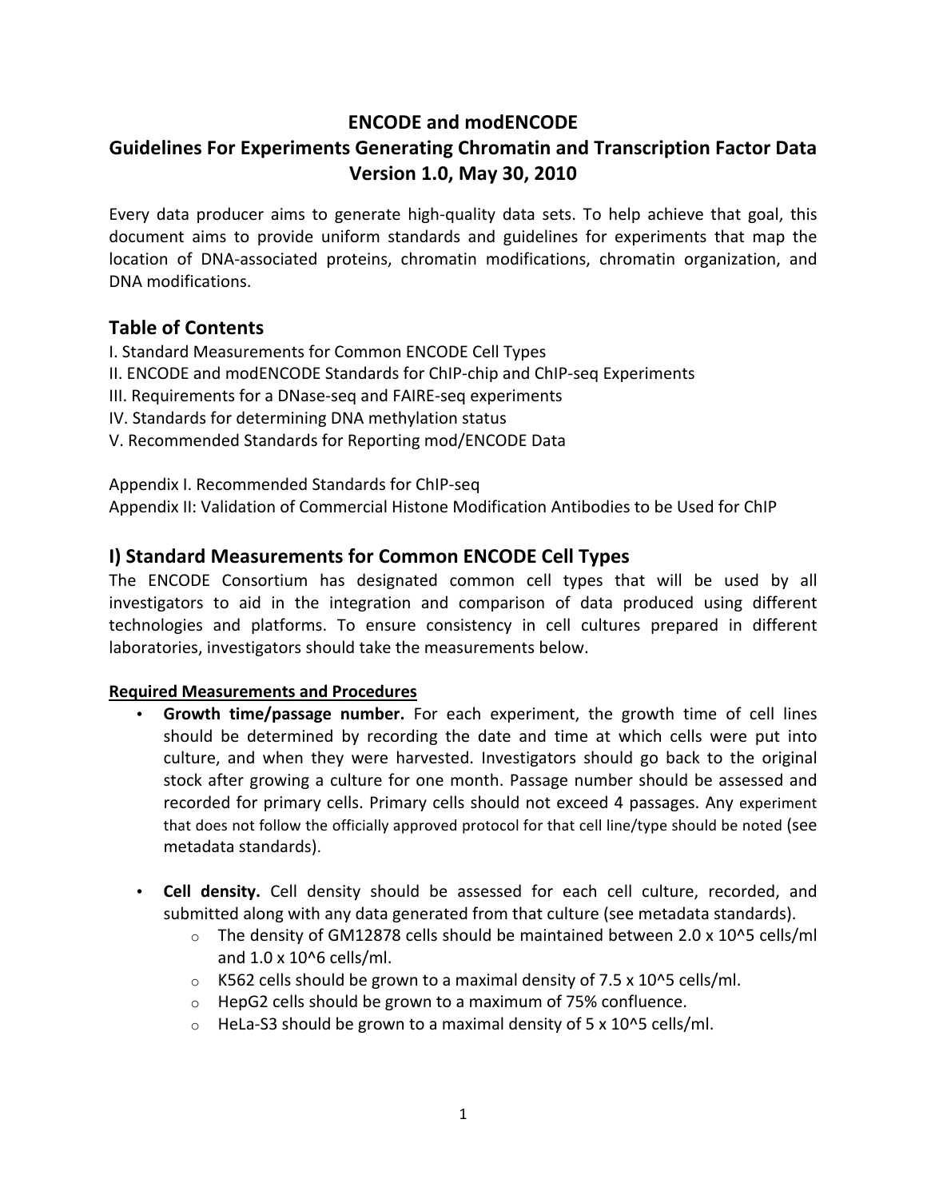# ENCODE and modENCODE

# Guidelines For Experiments Generating Chromatin and Transcription Factor Data

# Version 1.0, May 30, 2010

Every data producer aims to generate high-quality data sets. To help achieve that goal, this document aims to provide uniform standards and guidelines for experiments that map the location of DNA-associated proteins, chromatin modifications, chromatin organization, and DNA modifications.

## Table of Contents

I. Standard Measurements for Common ENCODE Cell Types
II. ENCODE and modENCODE Standards for ChIP-chip and ChIP-seq Experiments
III. Requirements for a DNase-seq and FAIRE-seq experiments
IV. Standards for determining DNA methylation status
V. Recommended Standards for Reporting mod/ENCODE Data

Appendix I. Recommended Standards for ChIP-seq
Appendix II: Validation of Commercial Histone Modification Antibodies to be Used for ChIP

## I) Standard Measurements for Common ENCODE Cell Types

The ENCODE Consortium has designated common cell types that will be used by all investigators to aid in the integration and comparison of data produced using different technologies and platforms. To ensure consistency in cell cultures prepared in different laboratories, investigators should take the measurements below.

### Required Measurements and Procedures

- **Growth time/passage number.** For each experiment, the growth time of cell lines should be determined by recording the date and time at which cells were put into culture, and when they were harvested. Investigators should go back to the original stock after growing a culture for one month. Passage number should be assessed and recorded for primary cells. Primary cells should not exceed 4 passages. Any experiment that does not follow the officially approved protocol for that cell line/type should be noted (see metadata standards).

- **Cell density.** Cell density should be assessed for each cell culture, recorded, and submitted along with any data generated from that culture (see metadata standards).
  - The density of GM12878 cells should be maintained between 2.0 x 10^5 cells/ml and 1.0 x 10^6 cells/ml.
  - K562 cells should be grown to a maximal density of 7.5 x 10^5 cells/ml.
  - HepG2 cells should be grown to a maximum of 75% confluence.
  - HeLa-S3 should be grown to a maximal density of 5 x 10^5 cells/ml.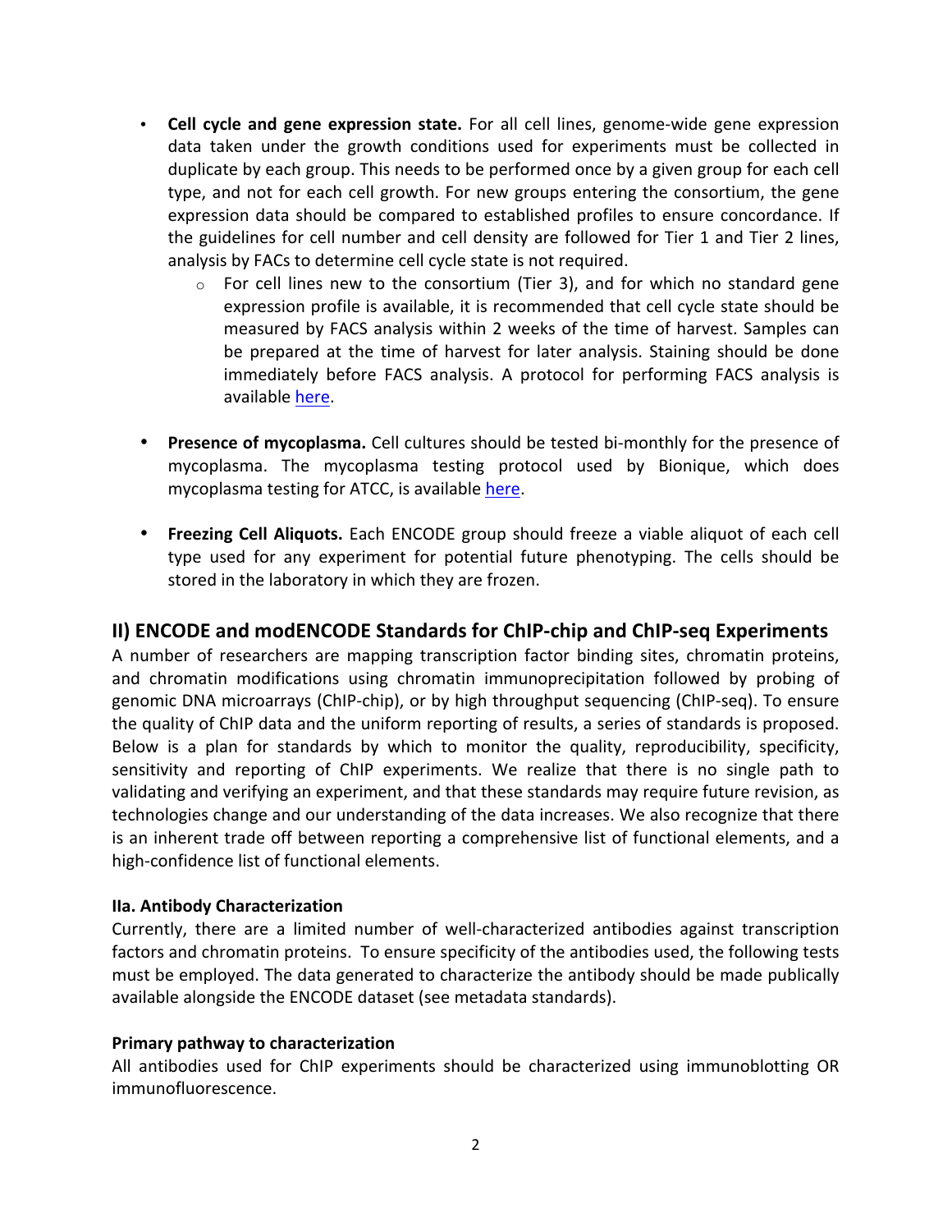- **Cell cycle and gene expression state.** For all cell lines, genome-wide gene expression data taken under the growth conditions used for experiments must be collected in duplicate by each group. This needs to be performed once by a given group for each cell type, and not for each cell growth. For new groups entering the consortium, the gene expression data should be compared to established profiles to ensure concordance. If the guidelines for cell number and cell density are followed for Tier 1 and Tier 2 lines, analysis by FACs to determine cell cycle state is not required.
    - For cell lines new to the consortium (Tier 3), and for which no standard gene expression profile is available, it is recommended that cell cycle state should be measured by FACS analysis within 2 weeks of the time of harvest. Samples can be prepared at the time of harvest for later analysis. Staining should be done immediately before FACS analysis. A protocol for performing FACS analysis is available here.

- **Presence of mycoplasma.** Cell cultures should be tested bi-monthly for the presence of mycoplasma. The mycoplasma testing protocol used by Bionique, which does mycoplasma testing for ATCC, is available here.

- **Freezing Cell Aliquots.** Each ENCODE group should freeze a viable aliquot of each cell type used for any experiment for potential future phenotyping. The cells should be stored in the laboratory in which they are frozen.

## II) ENCODE and modENCODE Standards for ChIP-chip and ChIP-seq Experiments

A number of researchers are mapping transcription factor binding sites, chromatin proteins, and chromatin modifications using chromatin immunoprecipitation followed by probing of genomic DNA microarrays (ChIP-chip), or by high throughput sequencing (ChIP-seq). To ensure the quality of ChIP data and the uniform reporting of results, a series of standards is proposed. Below is a plan for standards by which to monitor the quality, reproducibility, specificity, sensitivity and reporting of ChIP experiments. We realize that there is no single path to validating and verifying an experiment, and that these standards may require future revision, as technologies change and our understanding of the data increases. We also recognize that there is an inherent trade off between reporting a comprehensive list of functional elements, and a high-confidence list of functional elements.

### IIa. Antibody Characterization

Currently, there are a limited number of well-characterized antibodies against transcription factors and chromatin proteins. To ensure specificity of the antibodies used, the following tests must be employed. The data generated to characterize the antibody should be made publically available alongside the ENCODE dataset (see metadata standards).

### Primary pathway to characterization

All antibodies used for ChIP experiments should be characterized using immunoblotting OR immunofluorescence.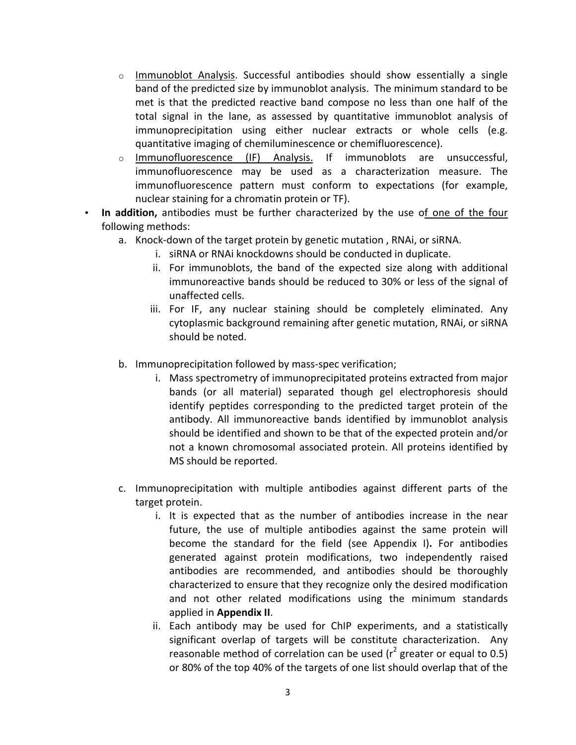- Immunoblot Analysis. Successful antibodies should show essentially a single band of the predicted size by immunoblot analysis. The minimum standard to be met is that the predicted reactive band compose no less than one half of the total signal in the lane, as assessed by quantitative immunoblot analysis of immunoprecipitation using either nuclear extracts or whole cells (e.g. quantitative imaging of chemiluminescence or chemifluorescence).
- Immunofluorescence (IF) Analysis. If immunoblots are unsuccessful, immunofluorescence may be used as a characterization measure. The immunofluorescence pattern must conform to expectations (for example, nuclear staining for a chromatin protein or TF).

- **In addition,** antibodies must be further characterized by the use of one of the four following methods:
  a. Knock-down of the target protein by genetic mutation , RNAi, or siRNA.
     i. siRNA or RNAi knockdowns should be conducted in duplicate.
     ii. For immunoblots, the band of the expected size along with additional immunoreactive bands should be reduced to 30% or less of the signal of unaffected cells.
     iii. For IF, any nuclear staining should be completely eliminated. Any cytoplasmic background remaining after genetic mutation, RNAi, or siRNA should be noted.

  b. Immunoprecipitation followed by mass-spec verification;
     i. Mass spectrometry of immunoprecipitated proteins extracted from major bands (or all material) separated though gel electrophoresis should identify peptides corresponding to the predicted target protein of the antibody. All immunoreactive bands identified by immunoblot analysis should be identified and shown to be that of the expected protein and/or not a known chromosomal associated protein. All proteins identified by MS should be reported.

  c. Immunoprecipitation with multiple antibodies against different parts of the target protein.
     i. It is expected that as the number of antibodies increase in the near future, the use of multiple antibodies against the same protein will become the standard for the field (see Appendix I)**.** For antibodies generated against protein modifications, two independently raised antibodies are recommended, and antibodies should be thoroughly characterized to ensure that they recognize only the desired modification and not other related modifications using the minimum standards applied in **Appendix II**.
     ii. Each antibody may be used for ChIP experiments, and a statistically significant overlap of targets will be constitute characterization. Any reasonable method of correlation can be used ($r^2$ greater or equal to 0.5) or 80% of the top 40% of the targets of one list should overlap that of the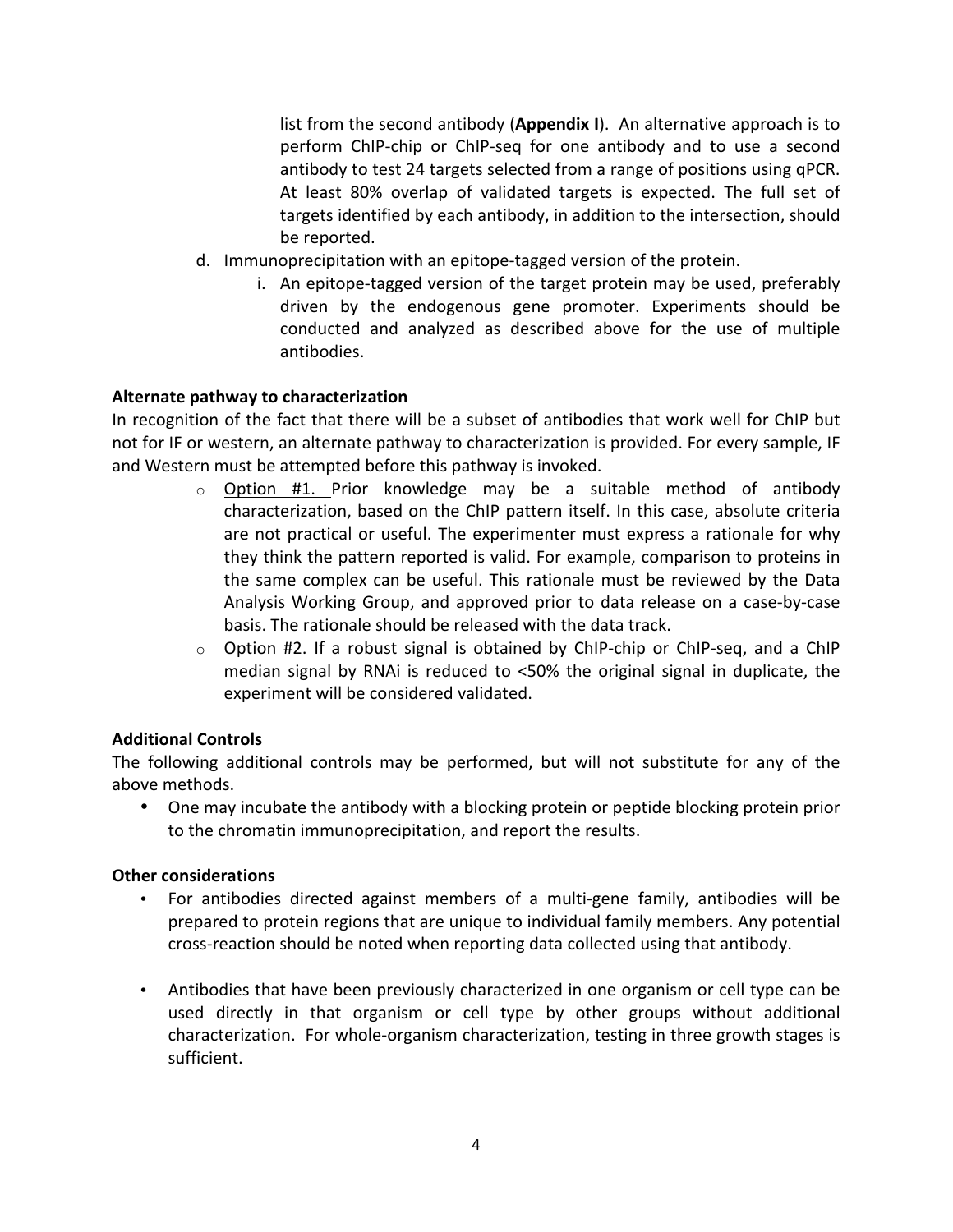list from the second antibody (**Appendix I**). An alternative approach is to perform ChIP-chip or ChIP-seq for one antibody and to use a second antibody to test 24 targets selected from a range of positions using qPCR. At least 80% overlap of validated targets is expected. The full set of targets identified by each antibody, in addition to the intersection, should be reported.

d. Immunoprecipitation with an epitope-tagged version of the protein.
   i. An epitope-tagged version of the target protein may be used, preferably driven by the endogenous gene promoter. Experiments should be conducted and analyzed as described above for the use of multiple antibodies.

**Alternate pathway to characterization**

In recognition of the fact that there will be a subset of antibodies that work well for ChIP but not for IF or western, an alternate pathway to characterization is provided. For every sample, IF and Western must be attempted before this pathway is invoked.

- Option #1. Prior knowledge may be a suitable method of antibody characterization, based on the ChIP pattern itself. In this case, absolute criteria are not practical or useful. The experimenter must express a rationale for why they think the pattern reported is valid. For example, comparison to proteins in the same complex can be useful. This rationale must be reviewed by the Data Analysis Working Group, and approved prior to data release on a case-by-case basis. The rationale should be released with the data track.
- Option #2. If a robust signal is obtained by ChIP-chip or ChIP-seq, and a ChIP median signal by RNAi is reduced to <50% the original signal in duplicate, the experiment will be considered validated.

**Additional Controls**

The following additional controls may be performed, but will not substitute for any of the above methods.

- One may incubate the antibody with a blocking protein or peptide blocking protein prior to the chromatin immunoprecipitation, and report the results.

**Other considerations**

- For antibodies directed against members of a multi-gene family, antibodies will be prepared to protein regions that are unique to individual family members. Any potential cross-reaction should be noted when reporting data collected using that antibody.

- Antibodies that have been previously characterized in one organism or cell type can be used directly in that organism or cell type by other groups without additional characterization. For whole-organism characterization, testing in three growth stages is sufficient.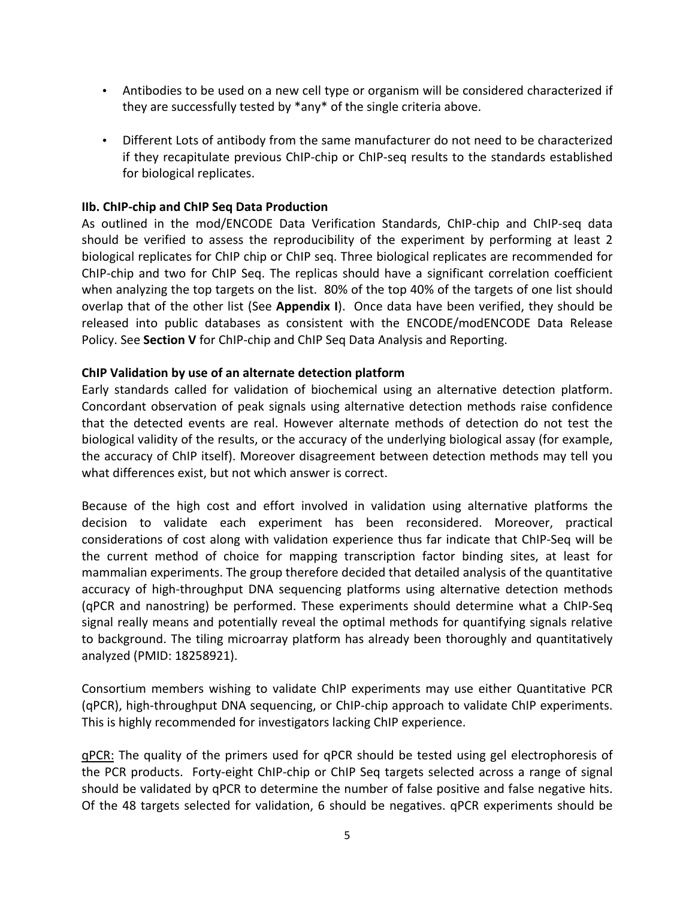- Antibodies to be used on a new cell type or organism will be considered characterized if they are successfully tested by *any* of the single criteria above.

- Different Lots of antibody from the same manufacturer do not need to be characterized if they recapitulate previous ChIP-chip or ChIP-seq results to the standards established for biological replicates.

### IIb. ChIP-chip and ChIP Seq Data Production

As outlined in the mod/ENCODE Data Verification Standards, ChIP-chip and ChIP-seq data should be verified to assess the reproducibility of the experiment by performing at least 2 biological replicates for ChIP chip or ChIP seq. Three biological replicates are recommended for ChIP-chip and two for ChIP Seq. The replicas should have a significant correlation coefficient when analyzing the top targets on the list. 80% of the top 40% of the targets of one list should overlap that of the other list (See **Appendix I**). Once data have been verified, they should be released into public databases as consistent with the ENCODE/modENCODE Data Release Policy. See **Section V** for ChIP-chip and ChIP Seq Data Analysis and Reporting.

### ChIP Validation by use of an alternate detection platform

Early standards called for validation of biochemical using an alternative detection platform. Concordant observation of peak signals using alternative detection methods raise confidence that the detected events are real. However alternate methods of detection do not test the biological validity of the results, or the accuracy of the underlying biological assay (for example, the accuracy of ChIP itself). Moreover disagreement between detection methods may tell you what differences exist, but not which answer is correct.

Because of the high cost and effort involved in validation using alternative platforms the decision to validate each experiment has been reconsidered. Moreover, practical considerations of cost along with validation experience thus far indicate that ChIP-Seq will be the current method of choice for mapping transcription factor binding sites, at least for mammalian experiments. The group therefore decided that detailed analysis of the quantitative accuracy of high-throughput DNA sequencing platforms using alternative detection methods (qPCR and nanostring) be performed. These experiments should determine what a ChIP-Seq signal really means and potentially reveal the optimal methods for quantifying signals relative to background. The tiling microarray platform has already been thoroughly and quantitatively analyzed (PMID: 18258921).

Consortium members wishing to validate ChIP experiments may use either Quantitative PCR (qPCR), high-throughput DNA sequencing, or ChIP-chip approach to validate ChIP experiments. This is highly recommended for investigators lacking ChIP experience.

<u>qPCR:</u> The quality of the primers used for qPCR should be tested using gel electrophoresis of the PCR products. Forty-eight ChIP-chip or ChIP Seq targets selected across a range of signal should be validated by qPCR to determine the number of false positive and false negative hits. Of the 48 targets selected for validation, 6 should be negatives. qPCR experiments should be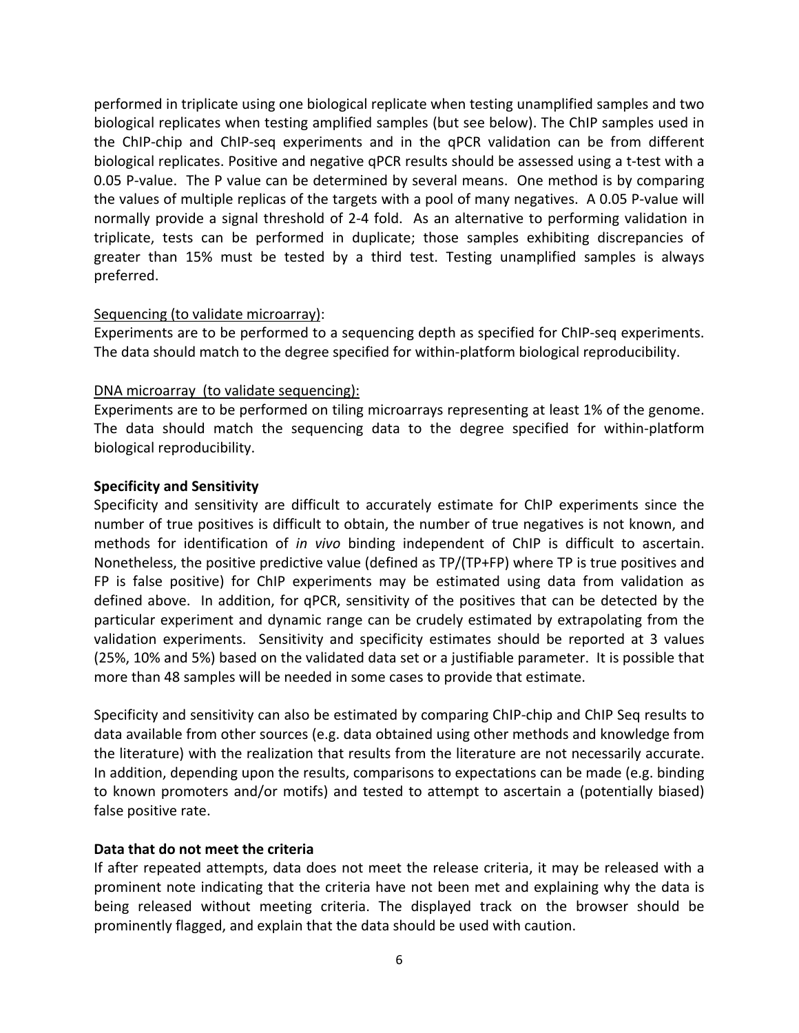performed in triplicate using one biological replicate when testing unamplified samples and two biological replicates when testing amplified samples (but see below). The ChIP samples used in the ChIP-chip and ChIP-seq experiments and in the qPCR validation can be from different biological replicates. Positive and negative qPCR results should be assessed using a t-test with a 0.05 P-value. The P value can be determined by several means. One method is by comparing the values of multiple replicas of the targets with a pool of many negatives. A 0.05 P-value will normally provide a signal threshold of 2-4 fold. As an alternative to performing validation in triplicate, tests can be performed in duplicate; those samples exhibiting discrepancies of greater than 15% must be tested by a third test. Testing unamplified samples is always preferred.

<u>Sequencing (to validate microarray)</u>:
Experiments are to be performed to a sequencing depth as specified for ChIP-seq experiments. The data should match to the degree specified for within-platform biological reproducibility.

<u>DNA microarray (to validate sequencing):</u>
Experiments are to be performed on tiling microarrays representing at least 1% of the genome. The data should match the sequencing data to the degree specified for within-platform biological reproducibility.

**Specificity and Sensitivity**

Specificity and sensitivity are difficult to accurately estimate for ChIP experiments since the number of true positives is difficult to obtain, the number of true negatives is not known, and methods for identification of *in vivo* binding independent of ChIP is difficult to ascertain. Nonetheless, the positive predictive value (defined as TP/(TP+FP) where TP is true positives and FP is false positive) for ChIP experiments may be estimated using data from validation as defined above. In addition, for qPCR, sensitivity of the positives that can be detected by the particular experiment and dynamic range can be crudely estimated by extrapolating from the validation experiments. Sensitivity and specificity estimates should be reported at 3 values (25%, 10% and 5%) based on the validated data set or a justifiable parameter. It is possible that more than 48 samples will be needed in some cases to provide that estimate.

Specificity and sensitivity can also be estimated by comparing ChIP-chip and ChIP Seq results to data available from other sources (e.g. data obtained using other methods and knowledge from the literature) with the realization that results from the literature are not necessarily accurate. In addition, depending upon the results, comparisons to expectations can be made (e.g. binding to known promoters and/or motifs) and tested to attempt to ascertain a (potentially biased) false positive rate.

**Data that do not meet the criteria**

If after repeated attempts, data does not meet the release criteria, it may be released with a prominent note indicating that the criteria have not been met and explaining why the data is being released without meeting criteria. The displayed track on the browser should be prominently flagged, and explain that the data should be used with caution.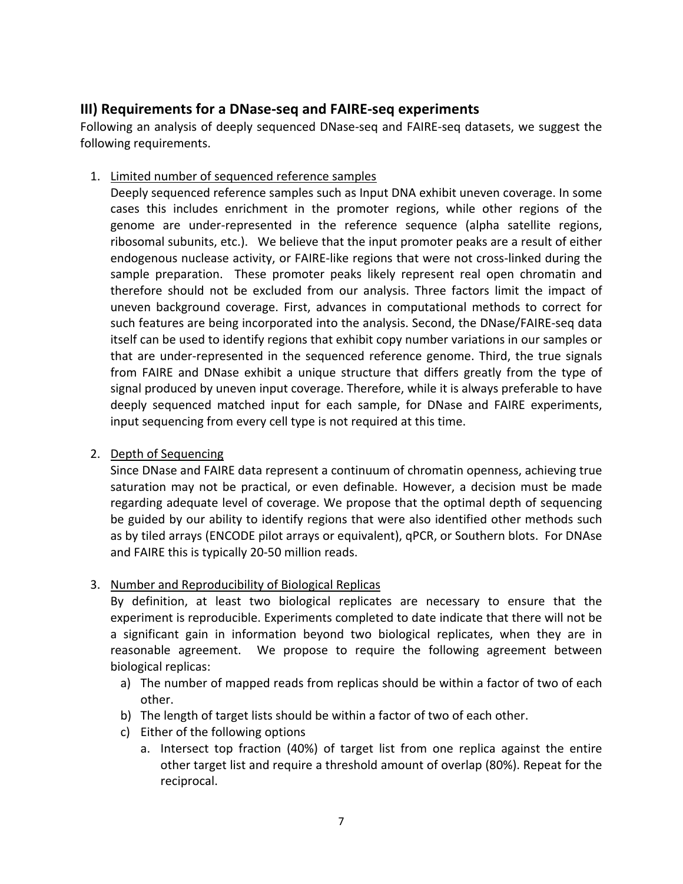## III) Requirements for a DNase-seq and FAIRE-seq experiments

Following an analysis of deeply sequenced DNase-seq and FAIRE-seq datasets, we suggest the following requirements.

1. <u>Limited number of sequenced reference samples</u>
   Deeply sequenced reference samples such as Input DNA exhibit uneven coverage. In some cases this includes enrichment in the promoter regions, while other regions of the genome are under-represented in the reference sequence (alpha satellite regions, ribosomal subunits, etc.). We believe that the input promoter peaks are a result of either endogenous nuclease activity, or FAIRE-like regions that were not cross-linked during the sample preparation. These promoter peaks likely represent real open chromatin and therefore should not be excluded from our analysis. Three factors limit the impact of uneven background coverage. First, advances in computational methods to correct for such features are being incorporated into the analysis. Second, the DNase/FAIRE-seq data itself can be used to identify regions that exhibit copy number variations in our samples or that are under-represented in the sequenced reference genome. Third, the true signals from FAIRE and DNase exhibit a unique structure that differs greatly from the type of signal produced by uneven input coverage. Therefore, while it is always preferable to have deeply sequenced matched input for each sample, for DNase and FAIRE experiments, input sequencing from every cell type is not required at this time.

2. <u>Depth of Sequencing</u>
   Since DNase and FAIRE data represent a continuum of chromatin openness, achieving true saturation may not be practical, or even definable. However, a decision must be made regarding adequate level of coverage. We propose that the optimal depth of sequencing be guided by our ability to identify regions that were also identified other methods such as by tiled arrays (ENCODE pilot arrays or equivalent), qPCR, or Southern blots. For DNAse and FAIRE this is typically 20-50 million reads.

3. <u>Number and Reproducibility of Biological Replicas</u>
   By definition, at least two biological replicates are necessary to ensure that the experiment is reproducible. Experiments completed to date indicate that there will not be a significant gain in information beyond two biological replicates, when they are in reasonable agreement. We propose to require the following agreement between biological replicas:
   a) The number of mapped reads from replicas should be within a factor of two of each other.
   b) The length of target lists should be within a factor of two of each other.
   c) Either of the following options
      a. Intersect top fraction (40%) of target list from one replica against the entire other target list and require a threshold amount of overlap (80%). Repeat for the reciprocal.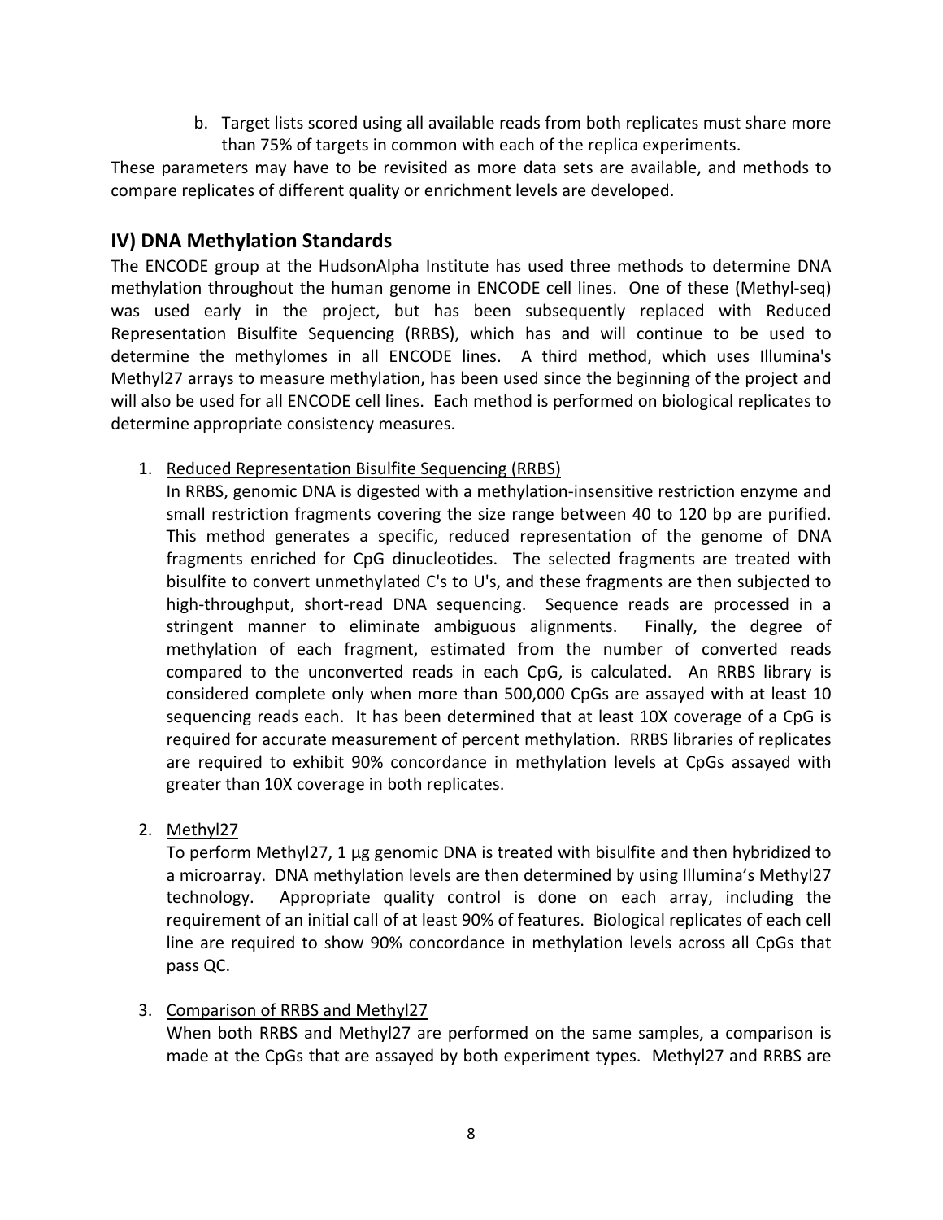b. Target lists scored using all available reads from both replicates must share more than 75% of targets in common with each of the replica experiments.

These parameters may have to be revisited as more data sets are available, and methods to compare replicates of different quality or enrichment levels are developed.

## IV) DNA Methylation Standards

The ENCODE group at the HudsonAlpha Institute has used three methods to determine DNA methylation throughout the human genome in ENCODE cell lines. One of these (Methyl-seq) was used early in the project, but has been subsequently replaced with Reduced Representation Bisulfite Sequencing (RRBS), which has and will continue to be used to determine the methylomes in all ENCODE lines. A third method, which uses Illumina's Methyl27 arrays to measure methylation, has been used since the beginning of the project and will also be used for all ENCODE cell lines. Each method is performed on biological replicates to determine appropriate consistency measures.

1. Reduced Representation Bisulfite Sequencing (RRBS)
   In RRBS, genomic DNA is digested with a methylation-insensitive restriction enzyme and small restriction fragments covering the size range between 40 to 120 bp are purified. This method generates a specific, reduced representation of the genome of DNA fragments enriched for CpG dinucleotides. The selected fragments are treated with bisulfite to convert unmethylated C's to U's, and these fragments are then subjected to high-throughput, short-read DNA sequencing. Sequence reads are processed in a stringent manner to eliminate ambiguous alignments. Finally, the degree of methylation of each fragment, estimated from the number of converted reads compared to the unconverted reads in each CpG, is calculated. An RRBS library is considered complete only when more than 500,000 CpGs are assayed with at least 10 sequencing reads each. It has been determined that at least 10X coverage of a CpG is required for accurate measurement of percent methylation. RRBS libraries of replicates are required to exhibit 90% concordance in methylation levels at CpGs assayed with greater than 10X coverage in both replicates.

2. Methyl27
   To perform Methyl27, 1 µg genomic DNA is treated with bisulfite and then hybridized to a microarray. DNA methylation levels are then determined by using Illumina's Methyl27 technology. Appropriate quality control is done on each array, including the requirement of an initial call of at least 90% of features. Biological replicates of each cell line are required to show 90% concordance in methylation levels across all CpGs that pass QC.

3. Comparison of RRBS and Methyl27
   When both RRBS and Methyl27 are performed on the same samples, a comparison is made at the CpGs that are assayed by both experiment types. Methyl27 and RRBS are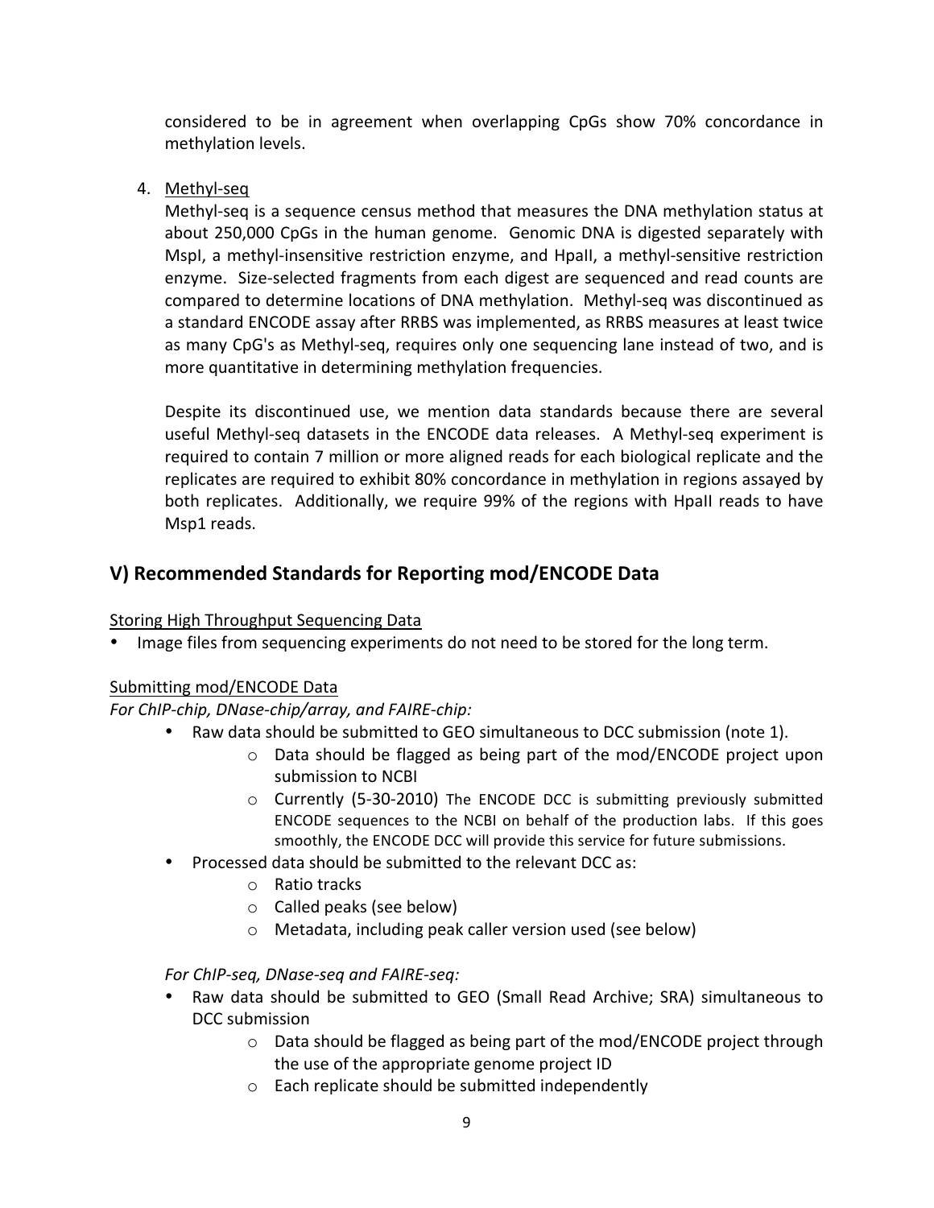considered to be in agreement when overlapping CpGs show 70% concordance in methylation levels.

4. Methyl-seq

   Methyl-seq is a sequence census method that measures the DNA methylation status at about 250,000 CpGs in the human genome. Genomic DNA is digested separately with MspI, a methyl-insensitive restriction enzyme, and HpaII, a methyl-sensitive restriction enzyme. Size-selected fragments from each digest are sequenced and read counts are compared to determine locations of DNA methylation. Methyl-seq was discontinued as a standard ENCODE assay after RRBS was implemented, as RRBS measures at least twice as many CpG's as Methyl-seq, requires only one sequencing lane instead of two, and is more quantitative in determining methylation frequencies.

   Despite its discontinued use, we mention data standards because there are several useful Methyl-seq datasets in the ENCODE data releases. A Methyl-seq experiment is required to contain 7 million or more aligned reads for each biological replicate and the replicates are required to exhibit 80% concordance in methylation in regions assayed by both replicates. Additionally, we require 99% of the regions with HpaII reads to have Msp1 reads.

## V) Recommended Standards for Reporting mod/ENCODE Data

Storing High Throughput Sequencing Data

- Image files from sequencing experiments do not need to be stored for the long term.

Submitting mod/ENCODE Data

*For ChIP-chip, DNase-chip/array, and FAIRE-chip:*

- Raw data should be submitted to GEO simultaneous to DCC submission (note 1).
  - Data should be flagged as being part of the mod/ENCODE project upon submission to NCBI
  - Currently (5-30-2010) The ENCODE DCC is submitting previously submitted ENCODE sequences to the NCBI on behalf of the production labs. If this goes smoothly, the ENCODE DCC will provide this service for future submissions.
- Processed data should be submitted to the relevant DCC as:
  - Ratio tracks
  - Called peaks (see below)
  - Metadata, including peak caller version used (see below)

*For ChIP-seq, DNase-seq and FAIRE-seq:*

- Raw data should be submitted to GEO (Small Read Archive; SRA) simultaneous to DCC submission
  - Data should be flagged as being part of the mod/ENCODE project through the use of the appropriate genome project ID
  - Each replicate should be submitted independently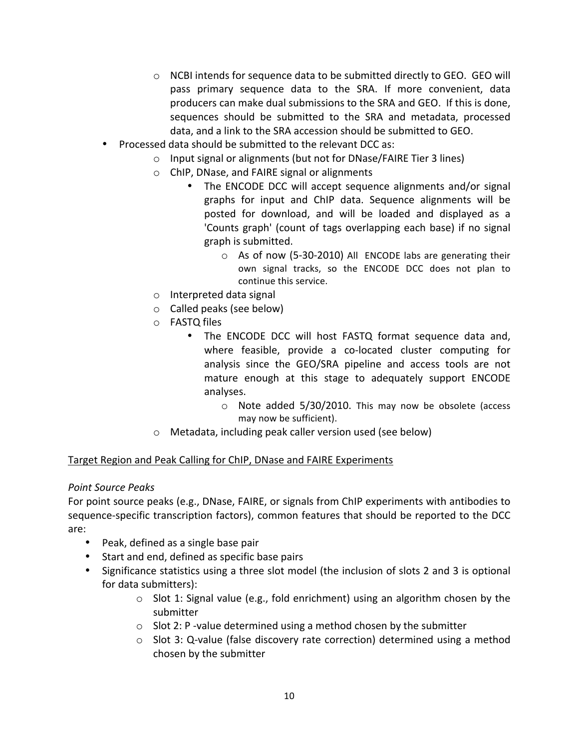- NCBI intends for sequence data to be submitted directly to GEO. GEO will pass primary sequence data to the SRA. If more convenient, data producers can make dual submissions to the SRA and GEO. If this is done, sequences should be submitted to the SRA and metadata, processed data, and a link to the SRA accession should be submitted to GEO.
- Processed data should be submitted to the relevant DCC as:
  - Input signal or alignments (but not for DNase/FAIRE Tier 3 lines)
  - ChIP, DNase, and FAIRE signal or alignments
    - The ENCODE DCC will accept sequence alignments and/or signal graphs for input and ChIP data. Sequence alignments will be posted for download, and will be loaded and displayed as a 'Counts graph' (count of tags overlapping each base) if no signal graph is submitted.
      - As of now (5-30-2010) All ENCODE labs are generating their own signal tracks, so the ENCODE DCC does not plan to continue this service.
  - Interpreted data signal
  - Called peaks (see below)
  - FASTQ files
    - The ENCODE DCC will host FASTQ format sequence data and, where feasible, provide a co-located cluster computing for analysis since the GEO/SRA pipeline and access tools are not mature enough at this stage to adequately support ENCODE analyses.
      - Note added 5/30/2010. This may now be obsolete (access may now be sufficient).
  - Metadata, including peak caller version used (see below)

<u>Target Region and Peak Calling for ChIP, DNase and FAIRE Experiments</u>

*Point Source Peaks*

For point source peaks (e.g., DNase, FAIRE, or signals from ChIP experiments with antibodies to sequence-specific transcription factors), common features that should be reported to the DCC are:

- Peak, defined as a single base pair
- Start and end, defined as specific base pairs
- Significance statistics using a three slot model (the inclusion of slots 2 and 3 is optional for data submitters):
  - Slot 1: Signal value (e.g., fold enrichment) using an algorithm chosen by the submitter
  - Slot 2: P -value determined using a method chosen by the submitter
  - Slot 3: Q-value (false discovery rate correction) determined using a method chosen by the submitter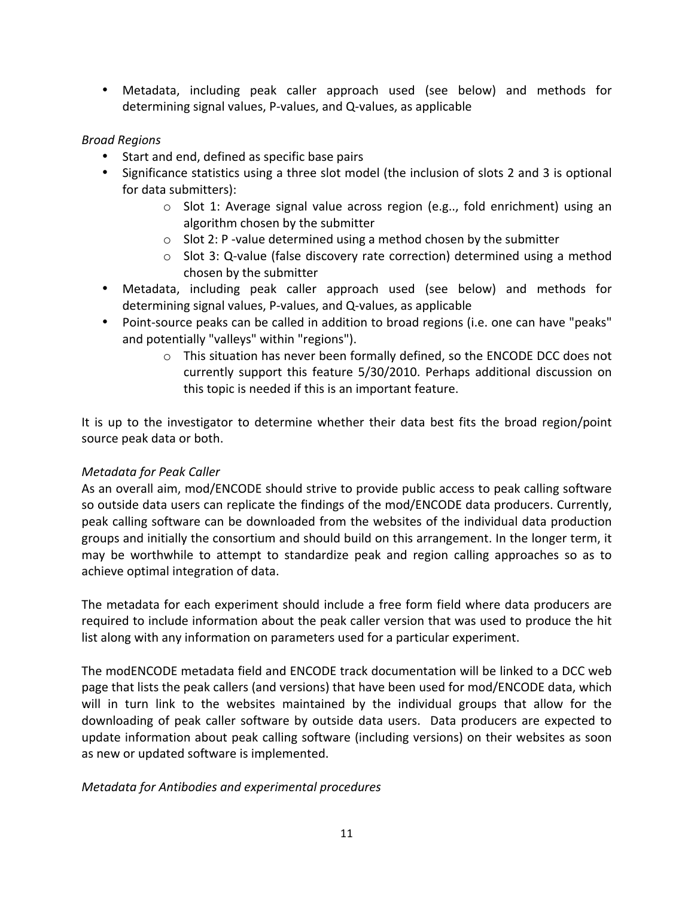- Metadata, including peak caller approach used (see below) and methods for determining signal values, P-values, and Q-values, as applicable

*Broad Regions*

- Start and end, defined as specific base pairs
- Significance statistics using a three slot model (the inclusion of slots 2 and 3 is optional for data submitters):
    - Slot 1: Average signal value across region (e.g.., fold enrichment) using an algorithm chosen by the submitter
    - Slot 2: P -value determined using a method chosen by the submitter
    - Slot 3: Q-value (false discovery rate correction) determined using a method chosen by the submitter
- Metadata, including peak caller approach used (see below) and methods for determining signal values, P-values, and Q-values, as applicable
- Point-source peaks can be called in addition to broad regions (i.e. one can have "peaks" and potentially "valleys" within "regions").
    - This situation has never been formally defined, so the ENCODE DCC does not currently support this feature 5/30/2010. Perhaps additional discussion on this topic is needed if this is an important feature.

It is up to the investigator to determine whether their data best fits the broad region/point source peak data or both.

*Metadata for Peak Caller*

As an overall aim, mod/ENCODE should strive to provide public access to peak calling software so outside data users can replicate the findings of the mod/ENCODE data producers. Currently, peak calling software can be downloaded from the websites of the individual data production groups and initially the consortium and should build on this arrangement. In the longer term, it may be worthwhile to attempt to standardize peak and region calling approaches so as to achieve optimal integration of data.

The metadata for each experiment should include a free form field where data producers are required to include information about the peak caller version that was used to produce the hit list along with any information on parameters used for a particular experiment.

The modENCODE metadata field and ENCODE track documentation will be linked to a DCC web page that lists the peak callers (and versions) that have been used for mod/ENCODE data, which will in turn link to the websites maintained by the individual groups that allow for the downloading of peak caller software by outside data users. Data producers are expected to update information about peak calling software (including versions) on their websites as soon as new or updated software is implemented.

*Metadata for Antibodies and experimental procedures*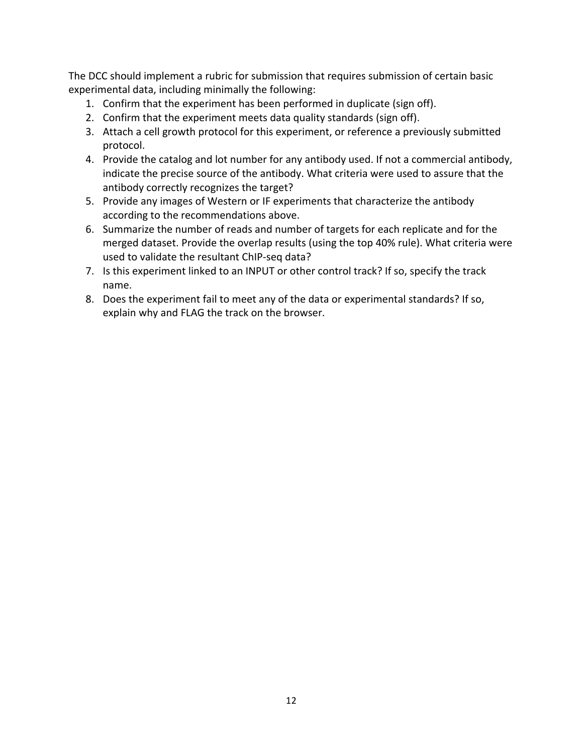The DCC should implement a rubric for submission that requires submission of certain basic experimental data, including minimally the following:

1. Confirm that the experiment has been performed in duplicate (sign off).
2. Confirm that the experiment meets data quality standards (sign off).
3. Attach a cell growth protocol for this experiment, or reference a previously submitted protocol.
4. Provide the catalog and lot number for any antibody used. If not a commercial antibody, indicate the precise source of the antibody. What criteria were used to assure that the antibody correctly recognizes the target?
5. Provide any images of Western or IF experiments that characterize the antibody according to the recommendations above.
6. Summarize the number of reads and number of targets for each replicate and for the merged dataset. Provide the overlap results (using the top 40% rule). What criteria were used to validate the resultant ChIP-seq data?
7. Is this experiment linked to an INPUT or other control track? If so, specify the track name.
8. Does the experiment fail to meet any of the data or experimental standards? If so, explain why and FLAG the track on the browser.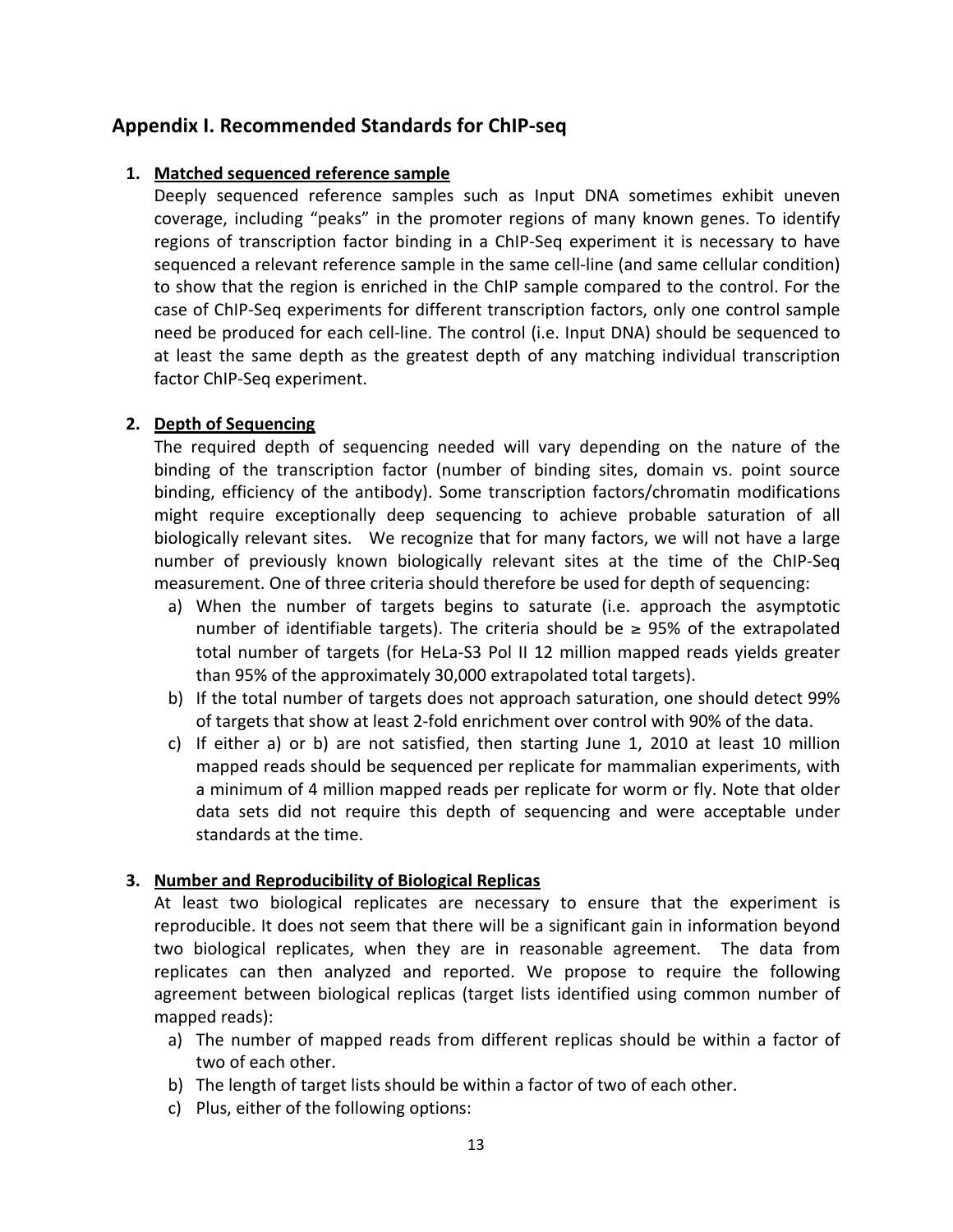## Appendix I. Recommended Standards for ChIP-seq

1. **Matched sequenced reference sample**

   Deeply sequenced reference samples such as Input DNA sometimes exhibit uneven coverage, including "peaks" in the promoter regions of many known genes. To identify regions of transcription factor binding in a ChIP-Seq experiment it is necessary to have sequenced a relevant reference sample in the same cell-line (and same cellular condition) to show that the region is enriched in the ChIP sample compared to the control. For the case of ChIP-Seq experiments for different transcription factors, only one control sample need be produced for each cell-line. The control (i.e. Input DNA) should be sequenced to at least the same depth as the greatest depth of any matching individual transcription factor ChIP-Seq experiment.

2. **Depth of Sequencing**

   The required depth of sequencing needed will vary depending on the nature of the binding of the transcription factor (number of binding sites, domain vs. point source binding, efficiency of the antibody). Some transcription factors/chromatin modifications might require exceptionally deep sequencing to achieve probable saturation of all biologically relevant sites. We recognize that for many factors, we will not have a large number of previously known biologically relevant sites at the time of the ChIP-Seq measurement. One of three criteria should therefore be used for depth of sequencing:

   a) When the number of targets begins to saturate (i.e. approach the asymptotic number of identifiable targets). The criteria should be ≥ 95% of the extrapolated total number of targets (for HeLa-S3 Pol II 12 million mapped reads yields greater than 95% of the approximately 30,000 extrapolated total targets).
   b) If the total number of targets does not approach saturation, one should detect 99% of targets that show at least 2-fold enrichment over control with 90% of the data.
   c) If either a) or b) are not satisfied, then starting June 1, 2010 at least 10 million mapped reads should be sequenced per replicate for mammalian experiments, with a minimum of 4 million mapped reads per replicate for worm or fly. Note that older data sets did not require this depth of sequencing and were acceptable under standards at the time.

3. **Number and Reproducibility of Biological Replicas**

   At least two biological replicates are necessary to ensure that the experiment is reproducible. It does not seem that there will be a significant gain in information beyond two biological replicates, when they are in reasonable agreement. The data from replicates can then analyzed and reported. We propose to require the following agreement between biological replicas (target lists identified using common number of mapped reads):

   a) The number of mapped reads from different replicas should be within a factor of two of each other.
   b) The length of target lists should be within a factor of two of each other.
   c) Plus, either of the following options: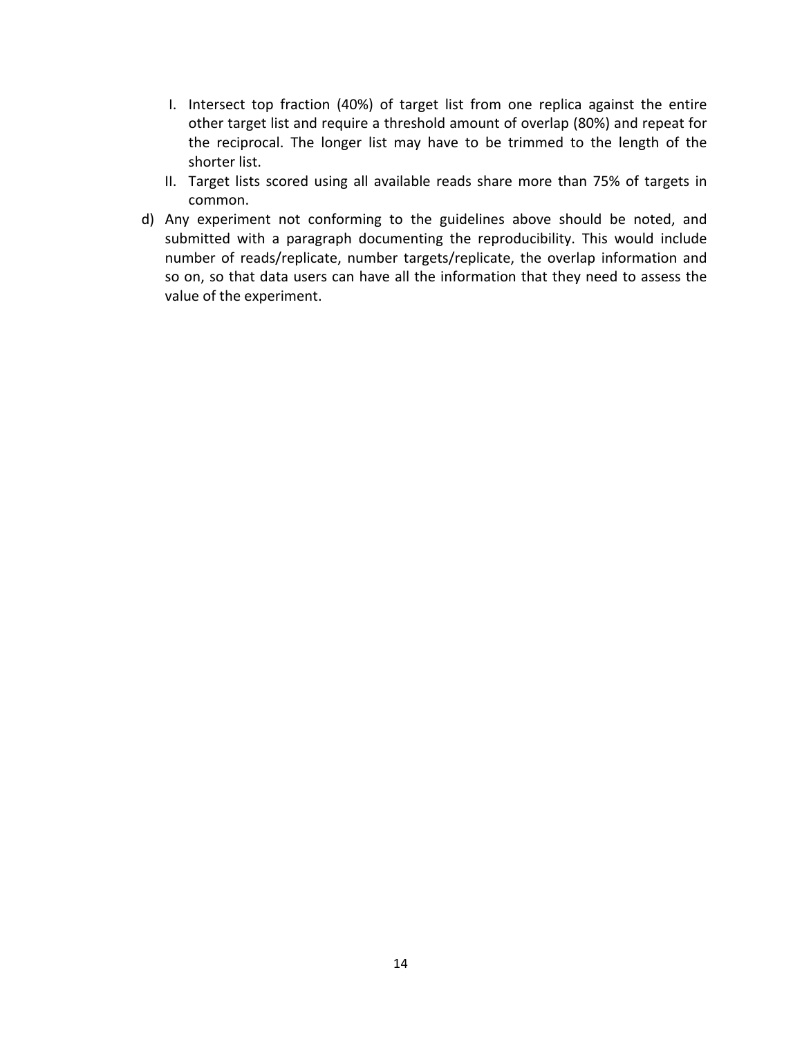I. Intersect top fraction (40%) of target list from one replica against the entire other target list and require a threshold amount of overlap (80%) and repeat for the reciprocal. The longer list may have to be trimmed to the length of the shorter list.

II. Target lists scored using all available reads share more than 75% of targets in common.

d) Any experiment not conforming to the guidelines above should be noted, and submitted with a paragraph documenting the reproducibility. This would include number of reads/replicate, number targets/replicate, the overlap information and so on, so that data users can have all the information that they need to assess the value of the experiment.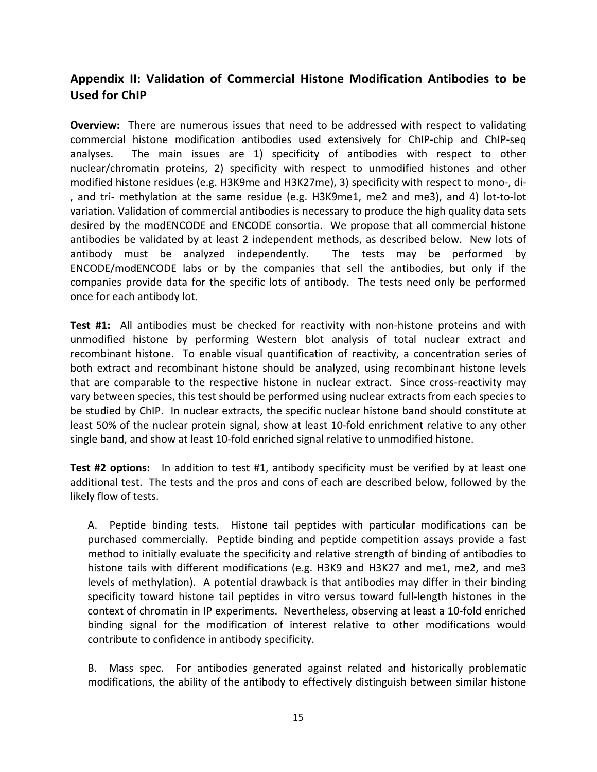## Appendix II: Validation of Commercial Histone Modification Antibodies to be Used for ChIP

**Overview:** There are numerous issues that need to be addressed with respect to validating commercial histone modification antibodies used extensively for ChIP-chip and ChIP-seq analyses. The main issues are 1) specificity of antibodies with respect to other nuclear/chromatin proteins, 2) specificity with respect to unmodified histones and other modified histone residues (e.g. H3K9me and H3K27me), 3) specificity with respect to mono-, di-, and tri- methylation at the same residue (e.g. H3K9me1, me2 and me3), and 4) lot-to-lot variation. Validation of commercial antibodies is necessary to produce the high quality data sets desired by the modENCODE and ENCODE consortia. We propose that all commercial histone antibodies be validated by at least 2 independent methods, as described below. New lots of antibody must be analyzed independently. The tests may be performed by ENCODE/modENCODE labs or by the companies that sell the antibodies, but only if the companies provide data for the specific lots of antibody. The tests need only be performed once for each antibody lot.

**Test #1:** All antibodies must be checked for reactivity with non-histone proteins and with unmodified histone by performing Western blot analysis of total nuclear extract and recombinant histone. To enable visual quantification of reactivity, a concentration series of both extract and recombinant histone should be analyzed, using recombinant histone levels that are comparable to the respective histone in nuclear extract. Since cross-reactivity may vary between species, this test should be performed using nuclear extracts from each species to be studied by ChIP. In nuclear extracts, the specific nuclear histone band should constitute at least 50% of the nuclear protein signal, show at least 10-fold enrichment relative to any other single band, and show at least 10-fold enriched signal relative to unmodified histone.

**Test #2 options:** In addition to test #1, antibody specificity must be verified by at least one additional test. The tests and the pros and cons of each are described below, followed by the likely flow of tests.

A. Peptide binding tests. Histone tail peptides with particular modifications can be purchased commercially. Peptide binding and peptide competition assays provide a fast method to initially evaluate the specificity and relative strength of binding of antibodies to histone tails with different modifications (e.g. H3K9 and H3K27 and me1, me2, and me3 levels of methylation). A potential drawback is that antibodies may differ in their binding specificity toward histone tail peptides in vitro versus toward full-length histones in the context of chromatin in IP experiments. Nevertheless, observing at least a 10-fold enriched binding signal for the modification of interest relative to other modifications would contribute to confidence in antibody specificity.

B. Mass spec. For antibodies generated against related and historically problematic modifications, the ability of the antibody to effectively distinguish between similar histone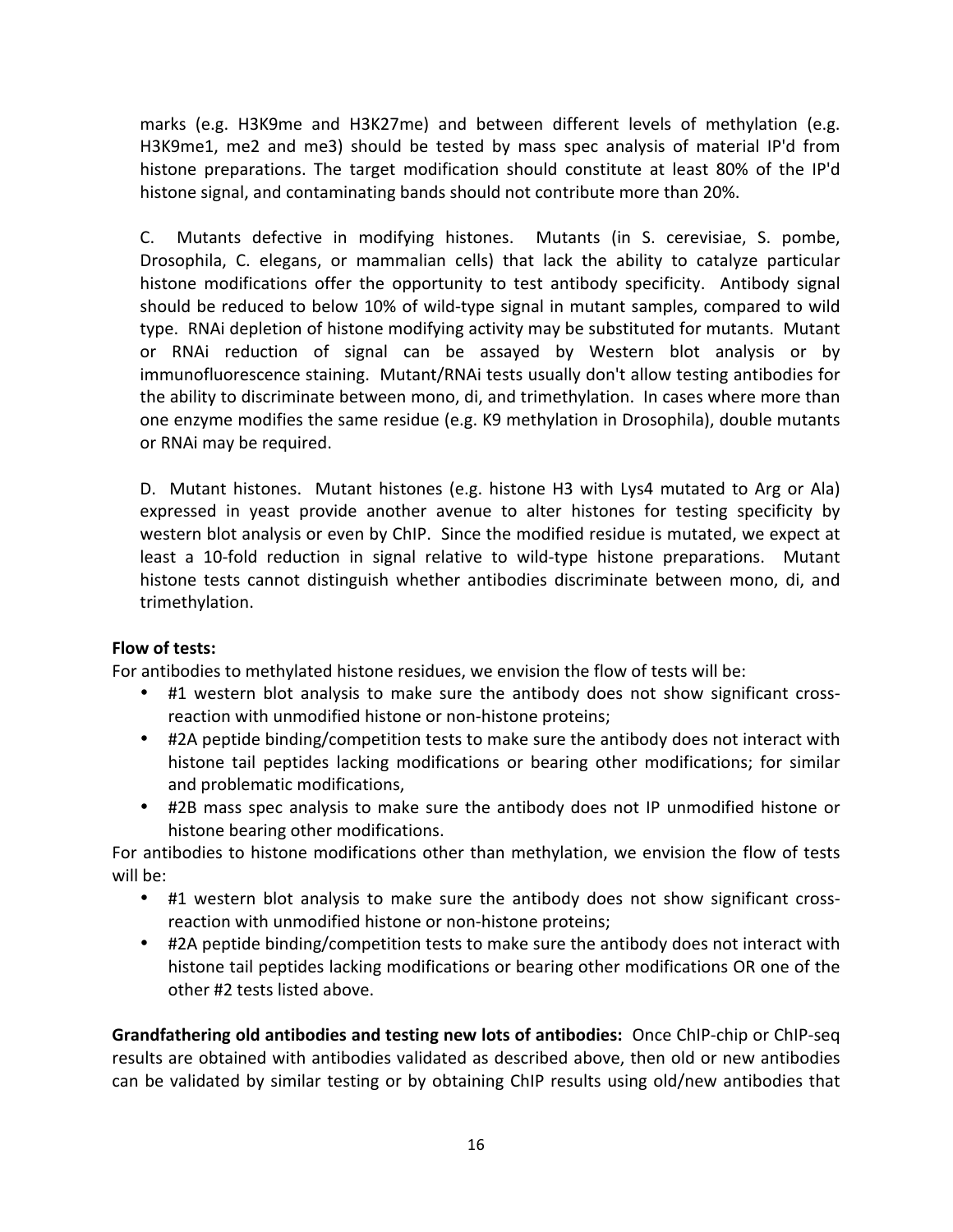marks (e.g. H3K9me and H3K27me) and between different levels of methylation (e.g. H3K9me1, me2 and me3) should be tested by mass spec analysis of material IP'd from histone preparations. The target modification should constitute at least 80% of the IP'd histone signal, and contaminating bands should not contribute more than 20%.

C. Mutants defective in modifying histones. Mutants (in S. cerevisiae, S. pombe, Drosophila, C. elegans, or mammalian cells) that lack the ability to catalyze particular histone modifications offer the opportunity to test antibody specificity. Antibody signal should be reduced to below 10% of wild-type signal in mutant samples, compared to wild type. RNAi depletion of histone modifying activity may be substituted for mutants. Mutant or RNAi reduction of signal can be assayed by Western blot analysis or by immunofluorescence staining. Mutant/RNAi tests usually don't allow testing antibodies for the ability to discriminate between mono, di, and trimethylation. In cases where more than one enzyme modifies the same residue (e.g. K9 methylation in Drosophila), double mutants or RNAi may be required.

D. Mutant histones. Mutant histones (e.g. histone H3 with Lys4 mutated to Arg or Ala) expressed in yeast provide another avenue to alter histones for testing specificity by western blot analysis or even by ChIP. Since the modified residue is mutated, we expect at least a 10-fold reduction in signal relative to wild-type histone preparations. Mutant histone tests cannot distinguish whether antibodies discriminate between mono, di, and trimethylation.

**Flow of tests:**

For antibodies to methylated histone residues, we envision the flow of tests will be:

- #1 western blot analysis to make sure the antibody does not show significant cross-reaction with unmodified histone or non-histone proteins;
- #2A peptide binding/competition tests to make sure the antibody does not interact with histone tail peptides lacking modifications or bearing other modifications; for similar and problematic modifications,
- #2B mass spec analysis to make sure the antibody does not IP unmodified histone or histone bearing other modifications.

For antibodies to histone modifications other than methylation, we envision the flow of tests will be:

- #1 western blot analysis to make sure the antibody does not show significant cross-reaction with unmodified histone or non-histone proteins;
- #2A peptide binding/competition tests to make sure the antibody does not interact with histone tail peptides lacking modifications or bearing other modifications OR one of the other #2 tests listed above.

**Grandfathering old antibodies and testing new lots of antibodies:** Once ChIP-chip or ChIP-seq results are obtained with antibodies validated as described above, then old or new antibodies can be validated by similar testing or by obtaining ChIP results using old/new antibodies that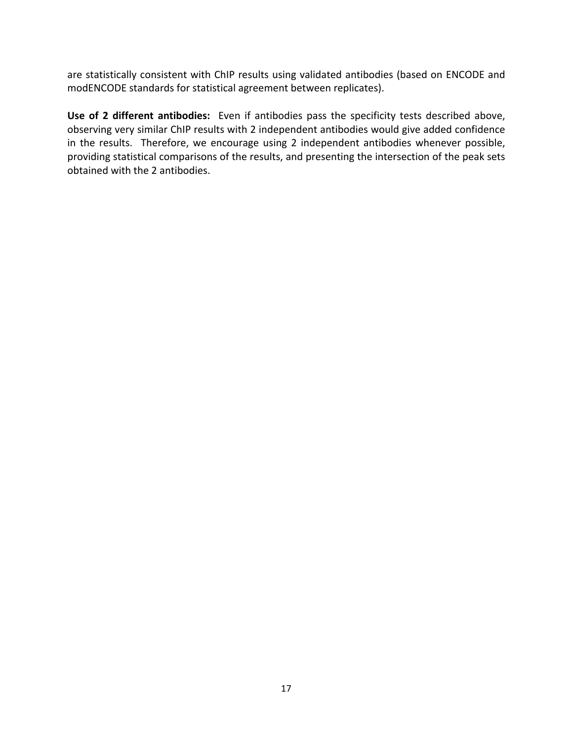are statistically consistent with ChIP results using validated antibodies (based on ENCODE and modENCODE standards for statistical agreement between replicates).

**Use of 2 different antibodies:** Even if antibodies pass the specificity tests described above, observing very similar ChIP results with 2 independent antibodies would give added confidence in the results. Therefore, we encourage using 2 independent antibodies whenever possible, providing statistical comparisons of the results, and presenting the intersection of the peak sets obtained with the 2 antibodies.